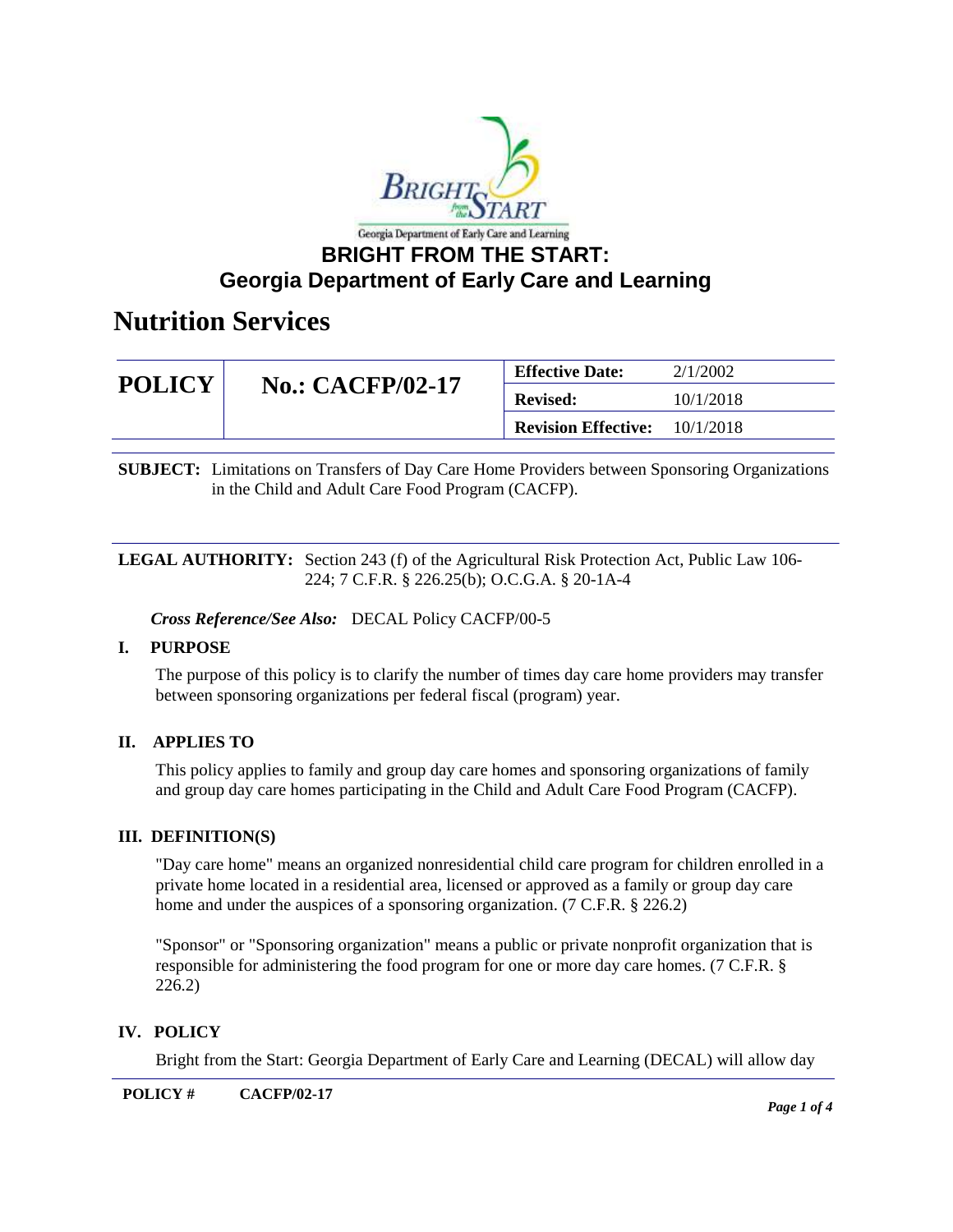Georgia Department of Early Care and Learning

# BRIGHT FROM THE START: Georgia Department of Early Care and Learning

# Nutrition Services

| POLICY | No.: CACFP/02-17 | Effective Date: | 2/1/2002 |
|---|---|---|---|
| | | Revised: | 10/1/2018 |
| | | Revision Effective: | 10/1/2018 |

**SUBJECT:** Limitations on Transfers of Day Care Home Providers between Sponsoring Organizations in the Child and Adult Care Food Program (CACFP).

**LEGAL AUTHORITY:** Section 243 (f) of the Agricultural Risk Protection Act, Public Law 106-224; 7 C.F.R. § 226.25(b); O.C.G.A. § 20-1A-4

***Cross Reference/See Also:*** DECAL Policy CACFP/00-5

## I. PURPOSE

The purpose of this policy is to clarify the number of times day care home providers may transfer between sponsoring organizations per federal fiscal (program) year.

## II. APPLIES TO

This policy applies to family and group day care homes and sponsoring organizations of family and group day care homes participating in the Child and Adult Care Food Program (CACFP).

## III. DEFINITION(S)

"Day care home" means an organized nonresidential child care program for children enrolled in a private home located in a residential area, licensed or approved as a family or group day care home and under the auspices of a sponsoring organization. (7 C.F.R. § 226.2)

"Sponsor" or "Sponsoring organization" means a public or private nonprofit organization that is responsible for administering the food program for one or more day care homes. (7 C.F.R. § 226.2)

## IV. POLICY

Bright from the Start: Georgia Department of Early Care and Learning (DECAL) will allow day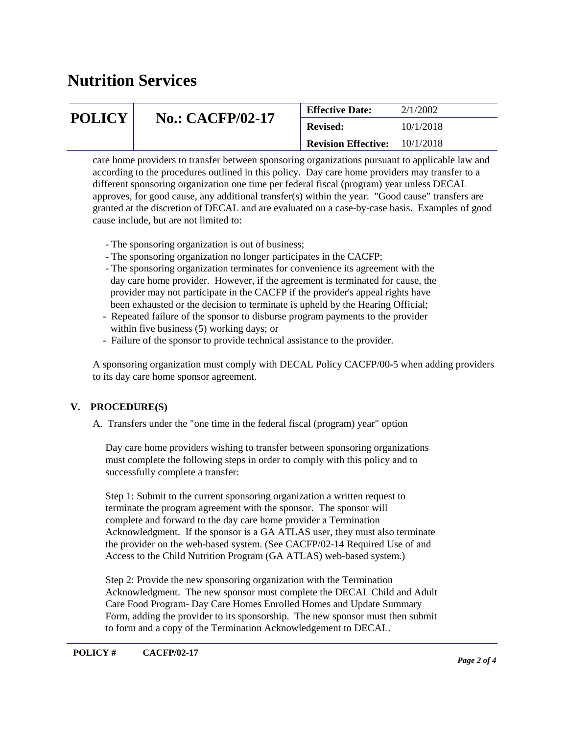care home providers to transfer between sponsoring organizations pursuant to applicable law and according to the procedures outlined in this policy. Day care home providers may transfer to a different sponsoring organization one time per federal fiscal (program) year unless DECAL approves, for good cause, any additional transfer(s) within the year. "Good cause" transfers are granted at the discretion of DECAL and are evaluated on a case-by-case basis. Examples of good cause include, but are not limited to:

- The sponsoring organization is out of business;
- The sponsoring organization no longer participates in the CACFP;
- The sponsoring organization terminates for convenience its agreement with the day care home provider. However, if the agreement is terminated for cause, the provider may not participate in the CACFP if the provider's appeal rights have been exhausted or the decision to terminate is upheld by the Hearing Official;
- Repeated failure of the sponsor to disburse program payments to the provider within five business (5) working days; or
- Failure of the sponsor to provide technical assistance to the provider.

A sponsoring organization must comply with DECAL Policy CACFP/00-5 when adding providers to its day care home sponsor agreement.

## V. PROCEDURE(S)

A. Transfers under the "one time in the federal fiscal (program) year" option

Day care home providers wishing to transfer between sponsoring organizations must complete the following steps in order to comply with this policy and to successfully complete a transfer:

Step 1: Submit to the current sponsoring organization a written request to terminate the program agreement with the sponsor. The sponsor will complete and forward to the day care home provider a Termination Acknowledgment. If the sponsor is a GA ATLAS user, they must also terminate the provider on the web-based system. (See CACFP/02-14 Required Use of and Access to the Child Nutrition Program (GA ATLAS) web-based system.)

Step 2: Provide the new sponsoring organization with the Termination Acknowledgment. The new sponsor must complete the DECAL Child and Adult Care Food Program- Day Care Homes Enrolled Homes and Update Summary Form, adding the provider to its sponsorship. The new sponsor must then submit to form and a copy of the Termination Acknowledgement to DECAL.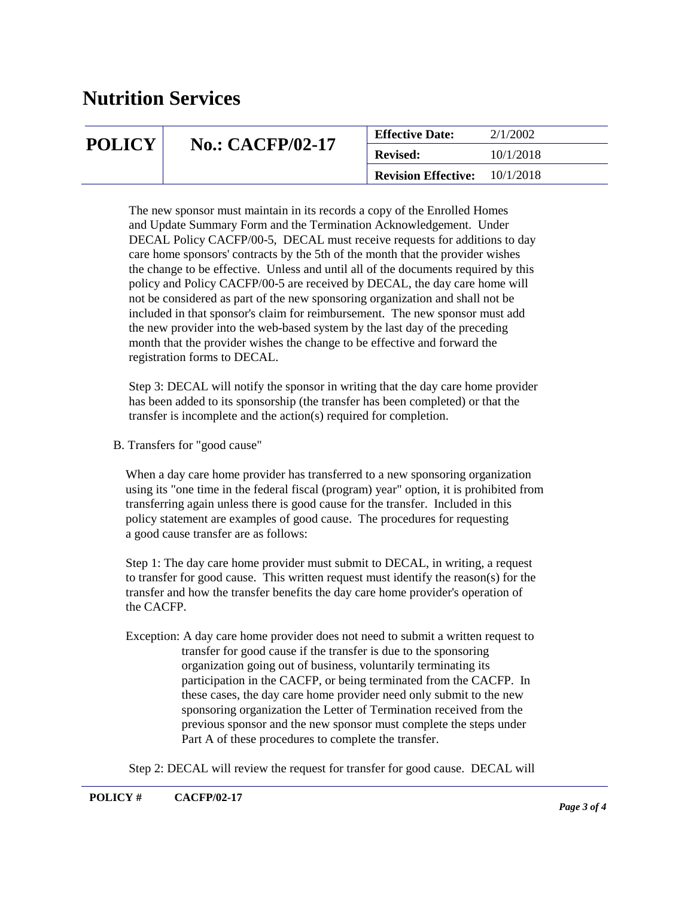The new sponsor must maintain in its records a copy of the Enrolled Homes and Update Summary Form and the Termination Acknowledgement. Under DECAL Policy CACFP/00-5, DECAL must receive requests for additions to day care home sponsors' contracts by the 5th of the month that the provider wishes the change to be effective. Unless and until all of the documents required by this policy and Policy CACFP/00-5 are received by DECAL, the day care home will not be considered as part of the new sponsoring organization and shall not be included in that sponsor's claim for reimbursement. The new sponsor must add the new provider into the web-based system by the last day of the preceding month that the provider wishes the change to be effective and forward the registration forms to DECAL.

Step 3: DECAL will notify the sponsor in writing that the day care home provider has been added to its sponsorship (the transfer has been completed) or that the transfer is incomplete and the action(s) required for completion.

B. Transfers for "good cause"

When a day care home provider has transferred to a new sponsoring organization using its "one time in the federal fiscal (program) year" option, it is prohibited from transferring again unless there is good cause for the transfer. Included in this policy statement are examples of good cause. The procedures for requesting a good cause transfer are as follows:

Step 1: The day care home provider must submit to DECAL, in writing, a request to transfer for good cause. This written request must identify the reason(s) for the transfer and how the transfer benefits the day care home provider's operation of the CACFP.

Exception: A day care home provider does not need to submit a written request to transfer for good cause if the transfer is due to the sponsoring organization going out of business, voluntarily terminating its participation in the CACFP, or being terminated from the CACFP. In these cases, the day care home provider need only submit to the new sponsoring organization the Letter of Termination received from the previous sponsor and the new sponsor must complete the steps under Part A of these procedures to complete the transfer.

Step 2: DECAL will review the request for transfer for good cause. DECAL will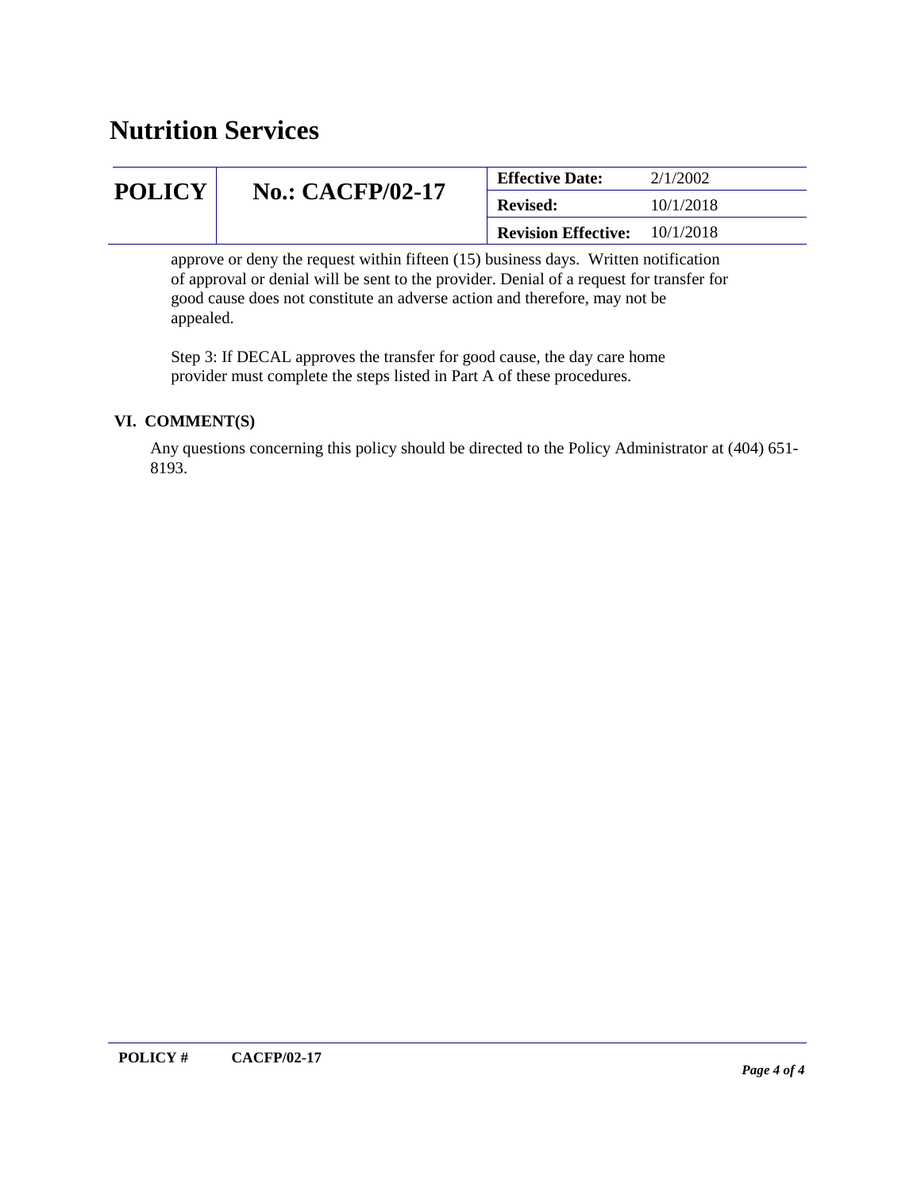approve or deny the request within fifteen (15) business days. Written notification of approval or denial will be sent to the provider. Denial of a request for transfer for good cause does not constitute an adverse action and therefore, may not be appealed.

Step 3: If DECAL approves the transfer for good cause, the day care home provider must complete the steps listed in Part A of these procedures.

## VI. COMMENT(S)

Any questions concerning this policy should be directed to the Policy Administrator at (404) 651-8193.